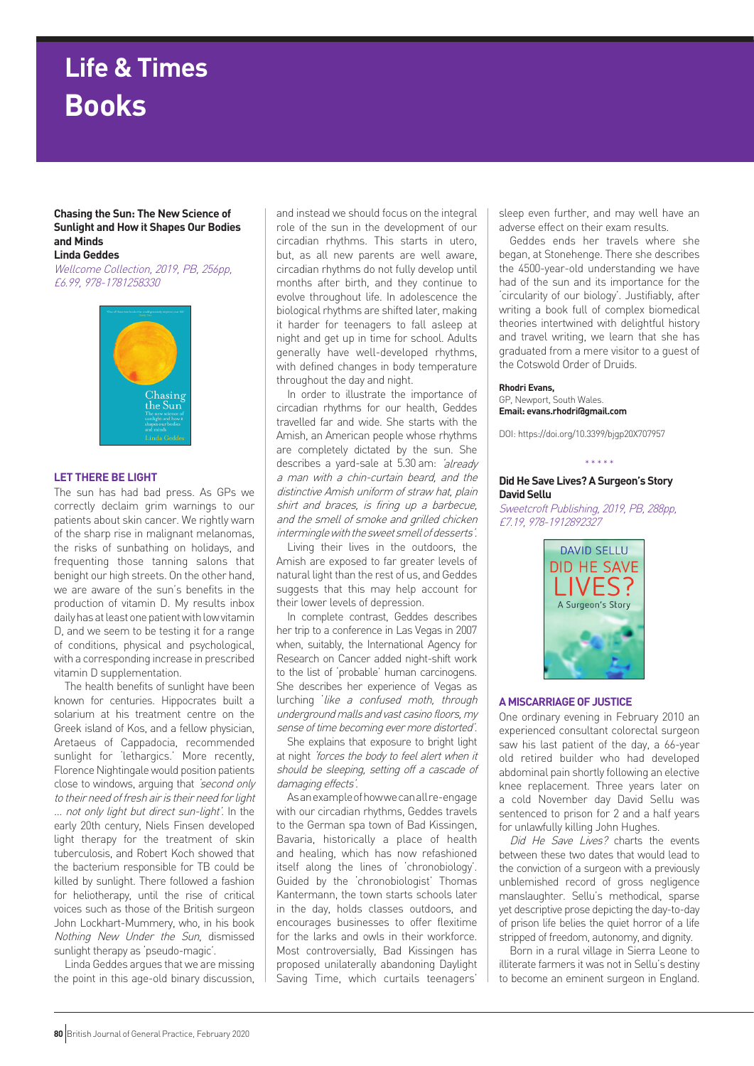# Life & Times
# Books

**Chasing the Sun: The New Science of Sunlight and How it Shapes Our Bodies and Minds**
**Linda Geddes**
*Wellcome Collection, 2019, PB, 256pp, £6.99, 978-1781258330*

### LET THERE BE LIGHT

The sun has had bad press. As GPs we correctly declaim grim warnings to our patients about skin cancer. We rightly warn of the sharp rise in malignant melanomas, the risks of sunbathing on holidays, and frequenting those tanning salons that benight our high streets. On the other hand, we are aware of the sun's benefits in the production of vitamin D. My results inbox daily has at least one patient with low vitamin D, and we seem to be testing it for a range of conditions, physical and psychological, with a corresponding increase in prescribed vitamin D supplementation.

The health benefits of sunlight have been known for centuries. Hippocrates built a solarium at his treatment centre on the Greek island of Kos, and a fellow physician, Aretaeus of Cappadocia, recommended sunlight for 'lethargics.' More recently, Florence Nightingale would position patients close to windows, arguing that *'second only to their need of fresh air is their need for light … not only light but direct sun-light'*. In the early 20th century, Niels Finsen developed light therapy for the treatment of skin tuberculosis, and Robert Koch showed that the bacterium responsible for TB could be killed by sunlight. There followed a fashion for heliotherapy, until the rise of critical voices such as those of the British surgeon John Lockhart-Mummery, who, in his book *Nothing New Under the Sun*, dismissed sunlight therapy as 'pseudo-magic'.

Linda Geddes argues that we are missing the point in this age-old binary discussion, and instead we should focus on the integral role of the sun in the development of our circadian rhythms. This starts in utero, but, as all new parents are well aware, circadian rhythms do not fully develop until months after birth, and they continue to evolve throughout life. In adolescence the biological rhythms are shifted later, making it harder for teenagers to fall asleep at night and get up in time for school. Adults generally have well-developed rhythms, with defined changes in body temperature throughout the day and night.

In order to illustrate the importance of circadian rhythms for our health, Geddes travelled far and wide. She starts with the Amish, an American people whose rhythms are completely dictated by the sun. She describes a yard-sale at 5.30 am: *'already a man with a chin-curtain beard, and the distinctive Amish uniform of straw hat, plain shirt and braces, is firing up a barbecue, and the smell of smoke and grilled chicken intermingle with the sweet smell of desserts'*.

Living their lives in the outdoors, the Amish are exposed to far greater levels of natural light than the rest of us, and Geddes suggests that this may help account for their lower levels of depression.

In complete contrast, Geddes describes her trip to a conference in Las Vegas in 2007 when, suitably, the International Agency for Research on Cancer added night-shift work to the list of 'probable' human carcinogens. She describes her experience of Vegas as lurching *'like a confused moth, through underground malls and vast casino floors, my sense of time becoming ever more distorted'*.

She explains that exposure to bright light at night *'forces the body to feel alert when it should be sleeping, setting off a cascade of damaging effects'*.

As an example of how we can all re-engage with our circadian rhythms, Geddes travels to the German spa town of Bad Kissingen, Bavaria, historically a place of health and healing, which has now refashioned itself along the lines of 'chronobiology'. Guided by the 'chronobiologist' Thomas Kantermann, the town starts schools later in the day, holds classes outdoors, and encourages businesses to offer flexitime for the larks and owls in their workforce. Most controversially, Bad Kissingen has proposed unilaterally abandoning Daylight Saving Time, which curtails teenagers' sleep even further, and may well have an adverse effect on their exam results.

Geddes ends her travels where she began, at Stonehenge. There she describes the 4500-year-old understanding we have had of the sun and its importance for the 'circularity of our biology'. Justifiably, after writing a book full of complex biomedical theories intertwined with delightful history and travel writing, we learn that she has graduated from a mere visitor to a guest of the Cotswold Order of Druids.

**Rhodri Evans,**
GP, Newport, South Wales.
**Email: evans.rhodri@gmail.com**

DOI: https://doi.org/10.3399/bjgp20X707957

\* \* \* \* \*

**Did He Save Lives? A Surgeon's Story**
**David Sellu**
*Sweetcroft Publishing, 2019, PB, 288pp, £7.19, 978-1912892327*

### A MISCARRIAGE OF JUSTICE

One ordinary evening in February 2010 an experienced consultant colorectal surgeon saw his last patient of the day, a 66-year old retired builder who had developed abdominal pain shortly following an elective knee replacement. Three years later on a cold November day David Sellu was sentenced to prison for 2 and a half years for unlawfully killing John Hughes.

*Did He Save Lives?* charts the events between these two dates that would lead to the conviction of a surgeon with a previously unblemished record of gross negligence manslaughter. Sellu's methodical, sparse yet descriptive prose depicting the day-to-day of prison life belies the quiet horror of a life stripped of freedom, autonomy, and dignity.

Born in a rural village in Sierra Leone to illiterate farmers it was not in Sellu's destiny to become an eminent surgeon in England.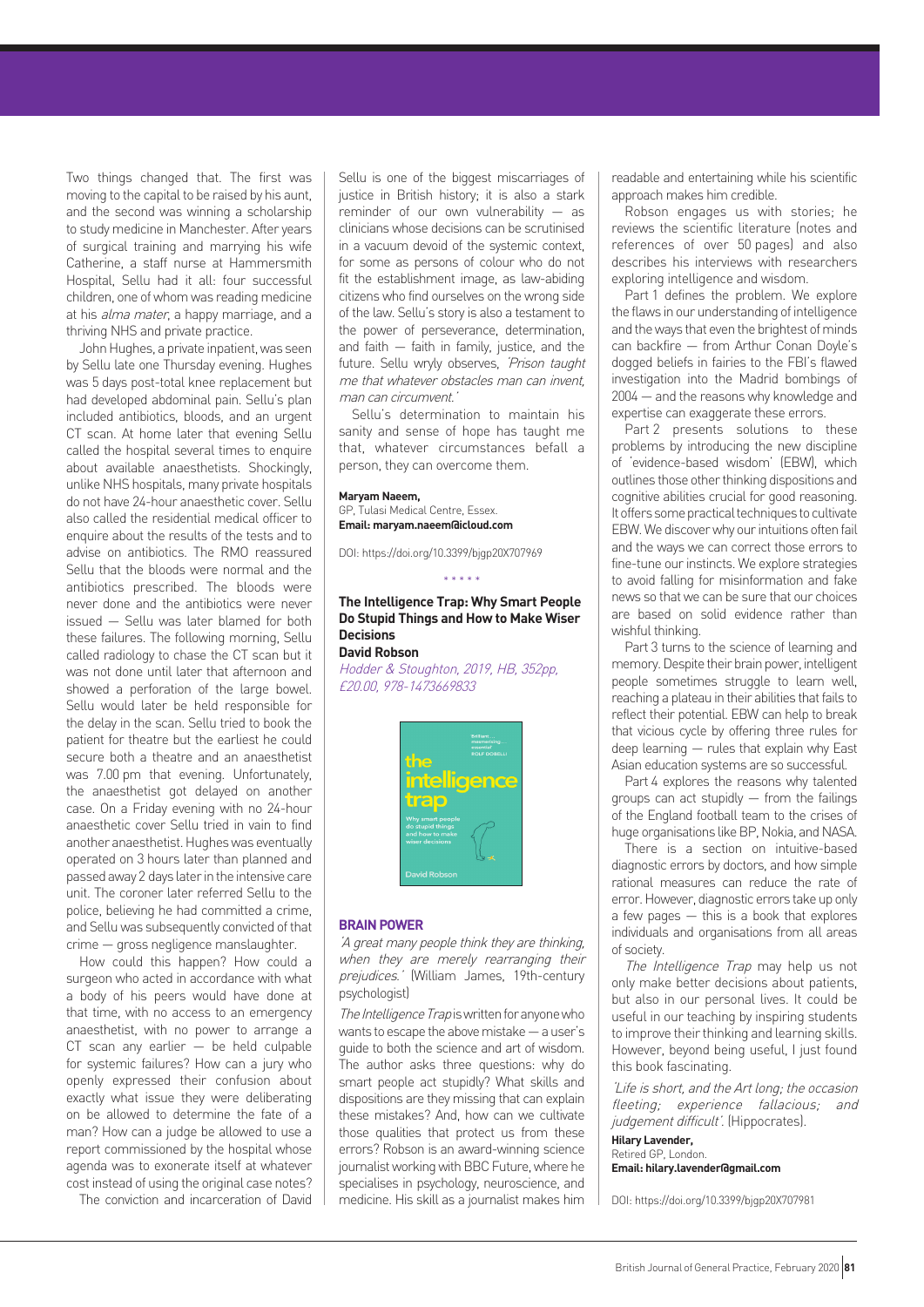Two things changed that. The first was moving to the capital to be raised by his aunt, and the second was winning a scholarship to study medicine in Manchester. After years of surgical training and marrying his wife Catherine, a staff nurse at Hammersmith Hospital, Sellu had it all: four successful children, one of whom was reading medicine at his *alma mater*, a happy marriage, and a thriving NHS and private practice.

John Hughes, a private inpatient, was seen by Sellu late one Thursday evening. Hughes was 5 days post-total knee replacement but had developed abdominal pain. Sellu's plan included antibiotics, bloods, and an urgent CT scan. At home later that evening Sellu called the hospital several times to enquire about available anaesthetists. Shockingly, unlike NHS hospitals, many private hospitals do not have 24-hour anaesthetic cover. Sellu also called the residential medical officer to enquire about the results of the tests and to advise on antibiotics. The RMO reassured Sellu that the bloods were normal and the antibiotics prescribed. The bloods were never done and the antibiotics were never issued — Sellu was later blamed for both these failures. The following morning, Sellu called radiology to chase the CT scan but it was not done until later that afternoon and showed a perforation of the large bowel. Sellu would later be held responsible for the delay in the scan. Sellu tried to book the patient for theatre but the earliest he could secure both a theatre and an anaesthetist was 7.00 pm that evening. Unfortunately, the anaesthetist got delayed on another case. On a Friday evening with no 24-hour anaesthetic cover Sellu tried in vain to find another anaesthetist. Hughes was eventually operated on 3 hours later than planned and passed away 2 days later in the intensive care unit. The coroner later referred Sellu to the police, believing he had committed a crime, and Sellu was subsequently convicted of that crime — gross negligence manslaughter.

How could this happen? How could a surgeon who acted in accordance with what a body of his peers would have done at that time, with no access to an emergency anaesthetist, with no power to arrange a CT scan any earlier — be held culpable for systemic failures? How can a jury who openly expressed their confusion about exactly what issue they were deliberating on be allowed to determine the fate of a man? How can a judge be allowed to use a report commissioned by the hospital whose agenda was to exonerate itself at whatever cost instead of using the original case notes?

The conviction and incarceration of David Sellu is one of the biggest miscarriages of justice in British history; it is also a stark reminder of our own vulnerability — as clinicians whose decisions can be scrutinised in a vacuum devoid of the systemic context, for some as persons of colour who do not fit the establishment image, as law-abiding citizens who find ourselves on the wrong side of the law. Sellu's story is also a testament to the power of perseverance, determination, and faith — faith in family, justice, and the future. Sellu wryly observes, *'Prison taught me that whatever obstacles man can invent, man can circumvent.'*

Sellu's determination to maintain his sanity and sense of hope has taught me that, whatever circumstances befall a person, they can overcome them.

**Maryam Naeem,**
GP, Tulasi Medical Centre, Essex.
**Email: maryam.naeem@icloud.com**

DOI: https://doi.org/10.3399/bjgp20X707969

\* \* \* \* \*

**The Intelligence Trap: Why Smart People Do Stupid Things and How to Make Wiser Decisions**
**David Robson**
*Hodder & Stoughton, 2019, HB, 352pp, £20.00, 978-1473669833*

## BRAIN POWER

*'A great many people think they are thinking, when they are merely rearranging their prejudices.'* (William James, 19th-century psychologist)

*The Intelligence Trap* is written for anyone who wants to escape the above mistake — a user's guide to both the science and art of wisdom. The author asks three questions: why do smart people act stupidly? What skills and dispositions are they missing that can explain these mistakes? And, how can we cultivate those qualities that protect us from these errors? Robson is an award-winning science journalist working with BBC Future, where he specialises in psychology, neuroscience, and medicine. His skill as a journalist makes him readable and entertaining while his scientific approach makes him credible.

Robson engages us with stories; he reviews the scientific literature (notes and references of over 50 pages) and also describes his interviews with researchers exploring intelligence and wisdom.

Part 1 defines the problem. We explore the flaws in our understanding of intelligence and the ways that even the brightest of minds can backfire — from Arthur Conan Doyle's dogged beliefs in fairies to the FBI's flawed investigation into the Madrid bombings of 2004 — and the reasons why knowledge and expertise can exaggerate these errors.

Part 2 presents solutions to these problems by introducing the new discipline of 'evidence-based wisdom' (EBW), which outlines those other thinking dispositions and cognitive abilities crucial for good reasoning. It offers some practical techniques to cultivate EBW. We discover why our intuitions often fail and the ways we can correct those errors to fine-tune our instincts. We explore strategies to avoid falling for misinformation and fake news so that we can be sure that our choices are based on solid evidence rather than wishful thinking.

Part 3 turns to the science of learning and memory. Despite their brain power, intelligent people sometimes struggle to learn well, reaching a plateau in their abilities that fails to reflect their potential. EBW can help to break that vicious cycle by offering three rules for deep learning — rules that explain why East Asian education systems are so successful.

Part 4 explores the reasons why talented groups can act stupidly — from the failings of the England football team to the crises of huge organisations like BP, Nokia, and NASA.

There is a section on intuitive-based diagnostic errors by doctors, and how simple rational measures can reduce the rate of error. However, diagnostic errors take up only a few pages — this is a book that explores individuals and organisations from all areas of society.

*The Intelligence Trap* may help us not only make better decisions about patients, but also in our personal lives. It could be useful in our teaching by inspiring students to improve their thinking and learning skills. However, beyond being useful, I just found this book fascinating.

*'Life is short, and the Art long; the occasion fleeting; experience fallacious; and judgement difficult'.* (Hippocrates).

**Hilary Lavender,**
Retired GP, London.
**Email: hilary.lavender@gmail.com**

DOI: https://doi.org/10.3399/bjgp20X707981